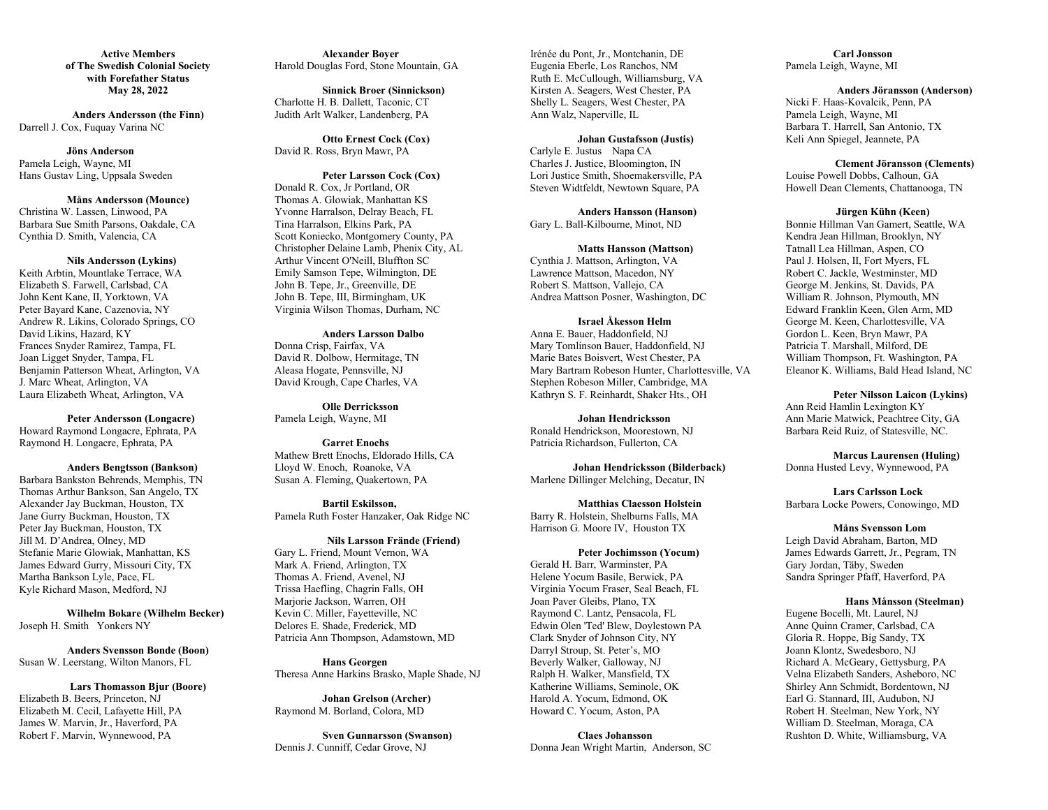**Active Members**
**of The Swedish Colonial Society**
**with Forefather Status**
**May 28, 2022**

**Anders Andersson (the Finn)**
Darrell J. Cox, Fuquay Varina NC

**Jöns Anderson**
Pamela Leigh, Wayne, MI
Hans Gustav Ling, Uppsala Sweden

**Måns Andersson (Mounce)**
Christina W. Lassen, Linwood, PA
Barbara Sue Smith Parsons, Oakdale, CA
Cynthia D. Smith, Valencia, CA

**Nils Andersson (Lykins)**
Keith Arbtin, Mountlake Terrace, WA
Elizabeth S. Farwell, Carlsbad, CA
John Kent Kane, II, Yorktown, VA
Peter Bayard Kane, Cazenovia, NY
Andrew R. Likins, Colorado Springs, CO
David Likins, Hazard, KY
Frances Snyder Ramirez, Tampa, FL
Joan Ligget Snyder, Tampa, FL
Benjamin Patterson Wheat, Arlington, VA
J. Marc Wheat, Arlington, VA
Laura Elizabeth Wheat, Arlington, VA

**Peter Andersson (Longacre)**
Howard Raymond Longacre, Ephrata, PA
Raymond H. Longacre, Ephrata, PA

**Anders Bengtsson (Bankson)**
Barbara Bankston Behrends, Memphis, TN
Thomas Arthur Bankson, San Angelo, TX
Alexander Jay Buckman, Houston, TX
Jane Gurry Buckman, Houston, TX
Peter Jay Buckman, Houston, TX
Jill M. D'Andrea, Olney, MD
Stefanie Marie Glowiak, Manhattan, KS
James Edward Gurry, Missouri City, TX
Martha Bankson Lyle, Pace, FL
Kyle Richard Mason, Medford, NJ

**Wilhelm Bokare (Wilhelm Becker)**
Joseph H. Smith Yonkers NY

**Anders Svensson Bonde (Boon)**
Susan W. Leerstang, Wilton Manors, FL

**Lars Thomasson Bjur (Boore)**
Elizabeth B. Beers, Princeton, NJ
Elizabeth M. Cecil, Lafayette Hill, PA
James W. Marvin, Jr., Haverford, PA
Robert F. Marvin, Wynnewood, PA

**Alexander Boyer**
Harold Douglas Ford, Stone Mountain, GA

**Sinnick Broer (Sinnickson)**
Charlotte H. B. Dallett, Taconic, CT
Judith Arlt Walker, Landenberg, PA

**Otto Ernest Cock (Cox)**
David R. Ross, Bryn Mawr, PA

**Peter Larsson Cock (Cox)**
Donald R. Cox, Jr Portland, OR
Thomas A. Glowiak, Manhattan KS
Yvonne Harralson, Delray Beach, FL
Tina Harralson, Elkins Park, PA
Scott Koniecko, Montgomery County, PA
Christopher Delaine Lamb, Phenix City, AL
Arthur Vincent O'Neill, Bluffton SC
Emily Samson Tepe, Wilmington, DE
John B. Tepe, Jr., Greenville, DE
John B. Tepe, III, Birmingham, UK
Virginia Wilson Thomas, Durham, NC

**Anders Larsson Dalbo**
Donna Crisp, Fairfax, VA
David R. Dolbow, Hermitage, TN
Aleasa Hogate, Pennsville, NJ
David Krough, Cape Charles, VA

**Olle Derricksson**
Pamela Leigh, Wayne, MI

**Garret Enochs**
Mathew Brett Enochs, Eldorado Hills, CA
Lloyd W. Enoch, Roanoke, VA
Susan A. Fleming, Quakertown, PA

**Bartil Eskilsson,**
Pamela Ruth Foster Hanzaker, Oak Ridge NC

**Nils Larsson Frände (Friend)**
Gary L. Friend, Mount Vernon, WA
Mark A. Friend, Arlington, TX
Thomas A. Friend, Avenel, NJ
Trissa Haefling, Chagrin Falls, OH
Marjorie Jackson, Warren, OH
Kevin C. Miller, Fayetteville, NC
Delores E. Shade, Frederick, MD
Patricia Ann Thompson, Adamstown, MD

**Hans Georgen**
Theresa Anne Harkins Brasko, Maple Shade, NJ

**Johan Grelson (Archer)**
Raymond M. Borland, Colora, MD

**Sven Gunnarsson (Swanson)**
Dennis J. Cunniff, Cedar Grove, NJ
Irénée du Pont, Jr., Montchanin, DE
Eugenia Eberle, Los Ranchos, NM
Ruth E. McCullough, Williamsburg, VA
Kirsten A. Seagers, West Chester, PA
Shelly L. Seagers, West Chester, PA
Ann Walz, Naperville, IL

**Johan Gustafsson (Justis)**
Carlyle E. Justus Napa CA
Charles J. Justice, Bloomington, IN
Lori Justice Smith, Shoemakersville, PA
Steven Widtfeldt, Newtown Square, PA

**Anders Hansson (Hanson)**
Gary L. Ball-Kilbourne, Minot, ND

**Matts Hansson (Mattson)**
Cynthia J. Mattson, Arlington, VA
Lawrence Mattson, Macedon, NY
Robert S. Mattson, Vallejo, CA
Andrea Mattson Posner, Washington, DC

**Israel Åkesson Helm**
Anna E. Bauer, Haddonfield, NJ
Mary Tomlinson Bauer, Haddonfield, NJ
Marie Bates Boisvert, West Chester, PA
Mary Bartram Robeson Hunter, Charlottesville, VA
Stephen Robeson Miller, Cambridge, MA
Kathryn S. F. Reinhardt, Shaker Hts., OH

**Johan Hendricksson**
Ronald Hendrickson, Moorestown, NJ
Patricia Richardson, Fullerton, CA

**Johan Hendricksson (Bilderback)**
Marlene Dillinger Melching, Decatur, IN

**Matthias Claesson Holstein**
Barry R. Holstein, Shelburns Falls, MA
Harrison G. Moore IV, Houston TX

**Peter Jochimsson (Yocum)**
Gerald H. Barr, Warminster, PA
Helene Yocum Basile, Berwick, PA
Virginia Yocum Fraser, Seal Beach, FL
Joan Paver Gleibs, Plano, TX
Raymond C. Lantz, Pensacola, FL
Edwin Olen 'Ted' Blew, Doylestown PA
Clark Snyder of Johnson City, NY
Darryl Stroup, St. Peter's, MO
Beverly Walker, Galloway, NJ
Ralph H. Walker, Mansfield, TX
Katherine Williams, Seminole, OK
Harold A. Yocum, Edmond, OK
Howard C. Yocum, Aston, PA

**Claes Johansson**
Donna Jean Wright Martin, Anderson, SC

**Carl Jonsson**
Pamela Leigh, Wayne, MI

**Anders Jöransson (Anderson)**
Nicki F. Haas-Kovalcik, Penn, PA
Pamela Leigh, Wayne, MI
Barbara T. Harrell, San Antonio, TX
Keli Ann Spiegel, Jeannete, PA

**Clement Jöransson (Clements)**
Louise Powell Dobbs, Calhoun, GA
Howell Dean Clements, Chattanooga, TN

**Jürgen Kühn (Keen)**
Bonnie Hillman Van Gamert, Seattle, WA
Kendra Jean Hillman, Brooklyn, NY
Tatnall Lea Hillman, Aspen, CO
Paul J. Holsen, II, Fort Myers, FL
Robert C. Jackle, Westminster, MD
George M. Jenkins, St. Davids, PA
William R. Johnson, Plymouth, MN
Edward Franklin Keen, Glen Arm, MD
George M. Keen, Charlottesville, VA
Gordon L. Keen, Bryn Mawr, PA
Patricia T. Marshall, Milford, DE
William Thompson, Ft. Washington, PA
Eleanor K. Williams, Bald Head Island, NC

**Peter Nilsson Laicon (Lykins)**
Ann Reid Hamlin Lexington KY
Ann Marie Matwick, Peachtree City, GA
Barbara Reid Ruiz, of Statesville, NC.

**Marcus Laurensen (Huling)**
Donna Husted Levy, Wynnewood, PA

**Lars Carlsson Lock**
Barbara Locke Powers, Conowingo, MD

**Måns Svensson Lom**
Leigh David Abraham, Barton, MD
James Edwards Garrett, Jr., Pegram, TN
Gary Jordan, Täby, Sweden
Sandra Springer Pfaff, Haverford, PA

**Hans Månsson (Steelman)**
Eugene Bocelli, Mt. Laurel, NJ
Anne Quinn Cramer, Carlsbad, CA
Gloria R. Hoppe, Big Sandy, TX
Joann Klontz, Swedesboro, NJ
Richard A. McGeary, Gettysburg, PA
Velna Elizabeth Sanders, Asheboro, NC
Shirley Ann Schmidt, Bordentown, NJ
Earl G. Stannard, III, Audubon, NJ
Robert H. Steelman, New York, NY
William D. Steelman, Moraga, CA
Rushton D. White, Williamsburg, VA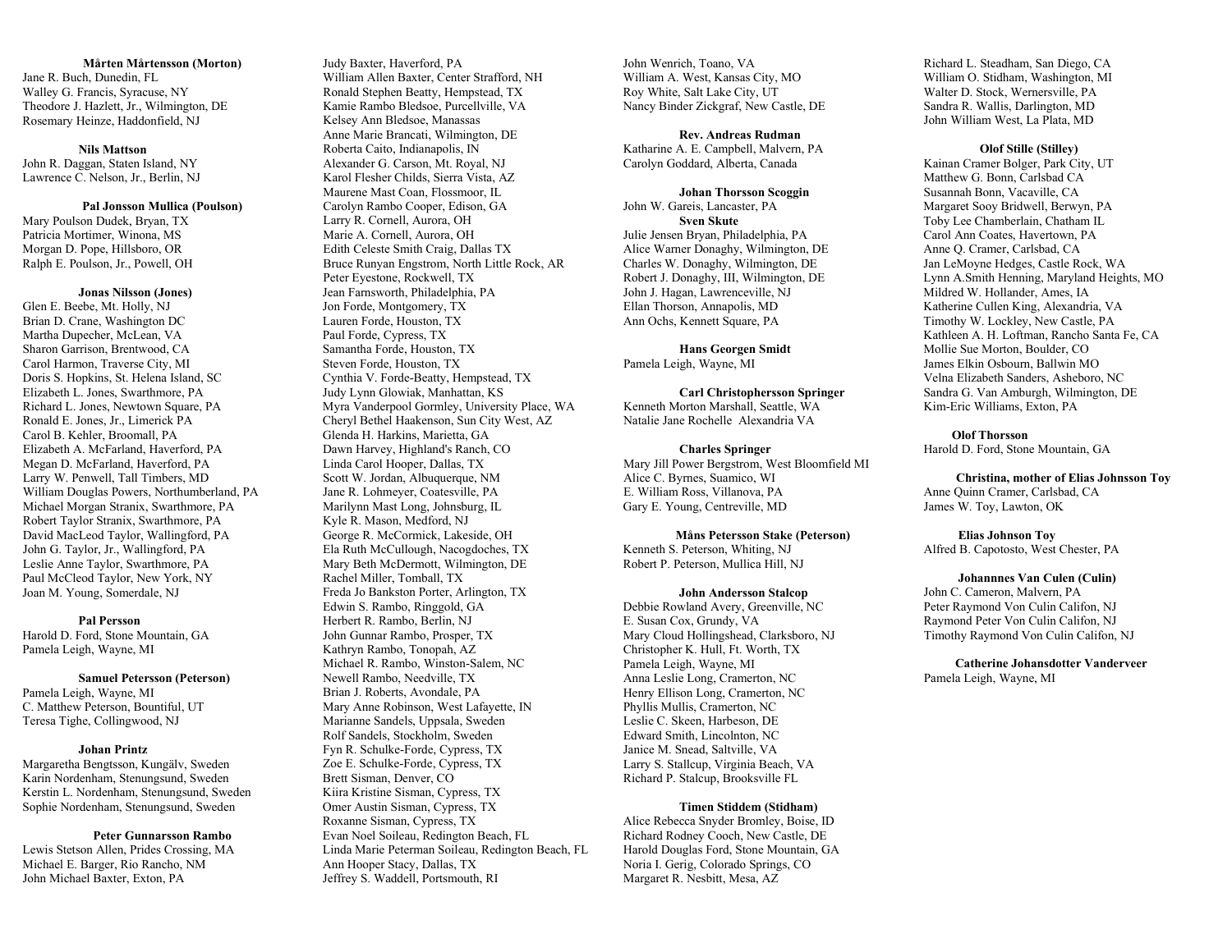**Mårten Mårtensson (Morton)**

Jane R. Buch, Dunedin, FL
Walley G. Francis, Syracuse, NY
Theodore J. Hazlett, Jr., Wilmington, DE
Rosemary Heinze, Haddonfield, NJ

**Nils Mattson**

John R. Daggan, Staten Island, NY
Lawrence C. Nelson, Jr., Berlin, NJ

**Pal Jonsson Mullica (Poulson)**

Mary Poulson Dudek, Bryan, TX
Patricia Mortimer, Winona, MS
Morgan D. Pope, Hillsboro, OR
Ralph E. Poulson, Jr., Powell, OH

**Jonas Nilsson (Jones)**

Glen E. Beebe, Mt. Holly, NJ
Brian D. Crane, Washington DC
Martha Dupecher, McLean, VA
Sharon Garrison, Brentwood, CA
Carol Harmon, Traverse City, MI
Doris S. Hopkins, St. Helena Island, SC
Elizabeth L. Jones, Swarthmore, PA
Richard L. Jones, Newtown Square, PA
Ronald E. Jones, Jr., Limerick PA
Carol B. Kehler, Broomall, PA
Elizabeth A. McFarland, Haverford, PA
Megan D. McFarland, Haverford, PA
Larry W. Penwell, Tall Timbers, MD
William Douglas Powers, Northumberland, PA
Michael Morgan Stranix, Swarthmore, PA
Robert Taylor Stranix, Swarthmore, PA
David MacLeod Taylor, Wallingford, PA
John G. Taylor, Jr., Wallingford, PA
Leslie Anne Taylor, Swarthmore, PA
Paul McCleod Taylor, New York, NY
Joan M. Young, Somerdale, NJ

**Pal Persson**

Harold D. Ford, Stone Mountain, GA
Pamela Leigh, Wayne, MI

**Samuel Petersson (Peterson)**

Pamela Leigh, Wayne, MI
C. Matthew Peterson, Bountiful, UT
Teresa Tighe, Collingwood, NJ

**Johan Printz**

Margaretha Bengtsson, Kungälv, Sweden
Karin Nordenham, Stenungsund, Sweden
Kerstin L. Nordenham, Stenungsund, Sweden
Sophie Nordenham, Stenungsund, Sweden

**Peter Gunnarsson Rambo**

Lewis Stetson Allen, Prides Crossing, MA
Michael E. Barger, Rio Rancho, NM
John Michael Baxter, Exton, PA
Judy Baxter, Haverford, PA
William Allen Baxter, Center Strafford, NH
Ronald Stephen Beatty, Hempstead, TX
Kamie Rambo Bledsoe, Purcellville, VA
Kelsey Ann Bledsoe, Manassas
Anne Marie Brancati, Wilmington, DE
Roberta Caito, Indianapolis, IN
Alexander G. Carson, Mt. Royal, NJ
Karol Flesher Childs, Sierra Vista, AZ
Maurene Mast Coan, Flossmoor, IL
Carolyn Rambo Cooper, Edison, GA
Larry R. Cornell, Aurora, OH
Marie A. Cornell, Aurora, OH
Edith Celeste Smith Craig, Dallas TX
Bruce Runyan Engstrom, North Little Rock, AR
Peter Eyestone, Rockwell, TX
Jean Farnsworth, Philadelphia, PA
Jon Forde, Montgomery, TX
Lauren Forde, Houston, TX
Paul Forde, Cypress, TX
Samantha Forde, Houston, TX
Steven Forde, Houston, TX
Cynthia V. Forde-Beatty, Hempstead, TX
Judy Lynn Glowiak, Manhattan, KS
Myra Vanderpool Gormley, University Place, WA
Cheryl Bethel Haakenson, Sun City West, AZ
Glenda H. Harkins, Marietta, GA
Dawn Harvey, Highland's Ranch, CO
Linda Carol Hooper, Dallas, TX
Scott W. Jordan, Albuquerque, NM
Jane R. Lohmeyer, Coatesville, PA
Marilynn Mast Long, Johnsburg, IL
Kyle R. Mason, Medford, NJ
George R. McCormick, Lakeside, OH
Ela Ruth McCullough, Nacogdoches, TX
Mary Beth McDermott, Wilmington, DE
Rachel Miller, Tomball, TX
Freda Jo Bankston Porter, Arlington, TX
Edwin S. Rambo, Ringgold, GA
Herbert R. Rambo, Berlin, NJ
John Gunnar Rambo, Prosper, TX
Kathryn Rambo, Tonopah, AZ
Michael R. Rambo, Winston-Salem, NC
Newell Rambo, Needville, TX
Brian J. Roberts, Avondale, PA
Mary Anne Robinson, West Lafayette, IN
Marianne Sandels, Uppsala, Sweden
Rolf Sandels, Stockholm, Sweden
Fyn R. Schulke-Forde, Cypress, TX
Zoe E. Schulke-Forde, Cypress, TX
Brett Sisman, Denver, CO
Kiira Kristine Sisman, Cypress, TX
Omer Austin Sisman, Cypress, TX
Roxanne Sisman, Cypress, TX
Evan Noel Soileau, Redington Beach, FL
Linda Marie Peterman Soileau, Redington Beach, FL
Ann Hooper Stacy, Dallas, TX
Jeffrey S. Waddell, Portsmouth, RI
John Wenrich, Toano, VA
William A. West, Kansas City, MO
Roy White, Salt Lake City, UT
Nancy Binder Zickgraf, New Castle, DE

**Rev. Andreas Rudman**

Katharine A. E. Campbell, Malvern, PA
Carolyn Goddard, Alberta, Canada

**Johan Thorsson Scoggin**

John W. Gareis, Lancaster, PA

**Sven Skute**

Julie Jensen Bryan, Philadelphia, PA
Alice Warner Donaghy, Wilmington, DE
Charles W. Donaghy, Wilmington, DE
Robert J. Donaghy, III, Wilmington, DE
John J. Hagan, Lawrenceville, NJ
Ellan Thorson, Annapolis, MD
Ann Ochs, Kennett Square, PA

**Hans Georgen Smidt**

Pamela Leigh, Wayne, MI

**Carl Christophersson Springer**

Kenneth Morton Marshall, Seattle, WA
Natalie Jane Rochelle Alexandria VA

**Charles Springer**

Mary Jill Power Bergstrom, West Bloomfield MI
Alice C. Byrnes, Suamico, WI
E. William Ross, Villanova, PA
Gary E. Young, Centreville, MD

**Måns Petersson Stake (Peterson)**

Kenneth S. Peterson, Whiting, NJ
Robert P. Peterson, Mullica Hill, NJ

**John Andersson Stalcop**

Debbie Rowland Avery, Greenville, NC
E. Susan Cox, Grundy, VA
Mary Cloud Hollingshead, Clarksboro, NJ
Christopher K. Hull, Ft. Worth, TX
Pamela Leigh, Wayne, MI
Anna Leslie Long, Cramerton, NC
Henry Ellison Long, Cramerton, NC
Phyllis Mullis, Cramerton, NC
Leslie C. Skeen, Harbeson, DE
Edward Smith, Lincolnton, NC
Janice M. Snead, Saltville, VA
Larry S. Stallcup, Virginia Beach, VA
Richard P. Stalcup, Brooksville FL

**Timen Stiddem (Stidham)**

Alice Rebecca Snyder Bromley, Boise, ID
Richard Rodney Cooch, New Castle, DE
Harold Douglas Ford, Stone Mountain, GA
Noria I. Gerig, Colorado Springs, CO
Margaret R. Nesbitt, Mesa, AZ
Richard L. Steadham, San Diego, CA
William O. Stidham, Washington, MI
Walter D. Stock, Wernersville, PA
Sandra R. Wallis, Darlington, MD
John William West, La Plata, MD

**Olof Stille (Stilley)**

Kainan Cramer Bolger, Park City, UT
Matthew G. Bonn, Carlsbad CA
Susannah Bonn, Vacaville, CA
Margaret Sooy Bridwell, Berwyn, PA
Toby Lee Chamberlain, Chatham IL
Carol Ann Coates, Havertown, PA
Anne Q. Cramer, Carlsbad, CA
Jan LeMoyne Hedges, Castle Rock, WA
Lynn A.Smith Henning, Maryland Heights, MO
Mildred W. Hollander, Ames, IA
Katherine Cullen King, Alexandria, VA
Timothy W. Lockley, New Castle, PA
Kathleen A. H. Loftman, Rancho Santa Fe, CA
Mollie Sue Morton, Boulder, CO
James Elkin Osbourn, Ballwin MO
Velna Elizabeth Sanders, Asheboro, NC
Sandra G. Van Amburgh, Wilmington, DE
Kim-Eric Williams, Exton, PA

**Olof Thorsson**

Harold D. Ford, Stone Mountain, GA

**Christina, mother of Elias Johnsson Toy**

Anne Quinn Cramer, Carlsbad, CA
James W. Toy, Lawton, OK

**Elias Johnson Toy**

Alfred B. Capotosto, West Chester, PA

**Johannnes Van Culen (Culin)**

John C. Cameron, Malvern, PA
Peter Raymond Von Culin Califon, NJ
Raymond Peter Von Culin Califon, NJ
Timothy Raymond Von Culin Califon, NJ

**Catherine Johansdotter Vanderveer**

Pamela Leigh, Wayne, MI